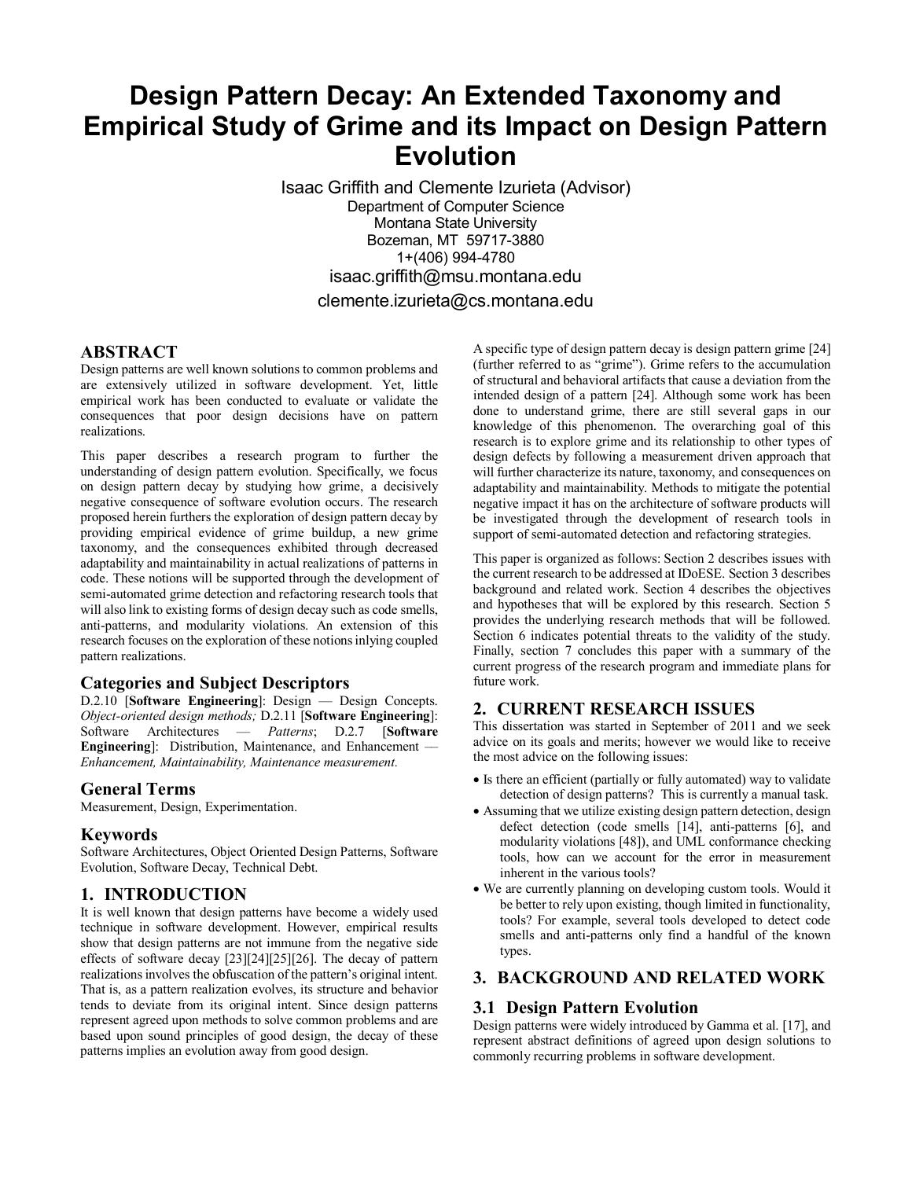# Design Pattern Decay: An Extended Taxonomy and Empirical Study of Grime and its Impact on Design Pattern Evolution

Isaac Griffith and Clemente Izurieta (Advisor)
Department of Computer Science
Montana State University
Bozeman, MT 59717-3880
1+(406) 994-4780
isaac.griffith@msu.montana.edu
clemente.izurieta@cs.montana.edu

## ABSTRACT

Design patterns are well known solutions to common problems and are extensively utilized in software development. Yet, little empirical work has been conducted to evaluate or validate the consequences that poor design decisions have on pattern realizations.

This paper describes a research program to further the understanding of design pattern evolution. Specifically, we focus on design pattern decay by studying how grime, a decisively negative consequence of software evolution occurs. The research proposed herein furthers the exploration of design pattern decay by providing empirical evidence of grime buildup, a new grime taxonomy, and the consequences exhibited through decreased adaptability and maintainability in actual realizations of patterns in code. These notions will be supported through the development of semi-automated grime detection and refactoring research tools that will also link to existing forms of design decay such as code smells, anti-patterns, and modularity violations. An extension of this research focuses on the exploration of these notions inlying coupled pattern realizations.

### Categories and Subject Descriptors

D.2.10 [**Software Engineering**]: Design — Design Concepts. *Object-oriented design methods;* D.2.11 [**Software Engineering**]: Software Architectures — *Patterns*; D.2.7 [**Software Engineering**]: Distribution, Maintenance, and Enhancement — *Enhancement, Maintainability, Maintenance measurement.*

### General Terms

Measurement, Design, Experimentation.

### Keywords

Software Architectures, Object Oriented Design Patterns, Software Evolution, Software Decay, Technical Debt.

## 1. INTRODUCTION

It is well known that design patterns have become a widely used technique in software development. However, empirical results show that design patterns are not immune from the negative side effects of software decay [23][24][25][26]. The decay of pattern realizations involves the obfuscation of the pattern's original intent. That is, as a pattern realization evolves, its structure and behavior tends to deviate from its original intent. Since design patterns represent agreed upon methods to solve common problems and are based upon sound principles of good design, the decay of these patterns implies an evolution away from good design.

A specific type of design pattern decay is design pattern grime [24] (further referred to as "grime"). Grime refers to the accumulation of structural and behavioral artifacts that cause a deviation from the intended design of a pattern [24]. Although some work has been done to understand grime, there are still several gaps in our knowledge of this phenomenon. The overarching goal of this research is to explore grime and its relationship to other types of design defects by following a measurement driven approach that will further characterize its nature, taxonomy, and consequences on adaptability and maintainability. Methods to mitigate the potential negative impact it has on the architecture of software products will be investigated through the development of research tools in support of semi-automated detection and refactoring strategies.

This paper is organized as follows: Section 2 describes issues with the current research to be addressed at IDoESE. Section 3 describes background and related work. Section 4 describes the objectives and hypotheses that will be explored by this research. Section 5 provides the underlying research methods that will be followed. Section 6 indicates potential threats to the validity of the study. Finally, section 7 concludes this paper with a summary of the current progress of the research program and immediate plans for future work.

## 2. CURRENT RESEARCH ISSUES

This dissertation was started in September of 2011 and we seek advice on its goals and merits; however we would like to receive the most advice on the following issues:

- Is there an efficient (partially or fully automated) way to validate detection of design patterns? This is currently a manual task.
- Assuming that we utilize existing design pattern detection, design defect detection (code smells [14], anti-patterns [6], and modularity violations [48]), and UML conformance checking tools, how can we account for the error in measurement inherent in the various tools?
- We are currently planning on developing custom tools. Would it be better to rely upon existing, though limited in functionality, tools? For example, several tools developed to detect code smells and anti-patterns only find a handful of the known types.

## 3. BACKGROUND AND RELATED WORK

### 3.1 Design Pattern Evolution

Design patterns were widely introduced by Gamma et al. [17], and represent abstract definitions of agreed upon design solutions to commonly recurring problems in software development.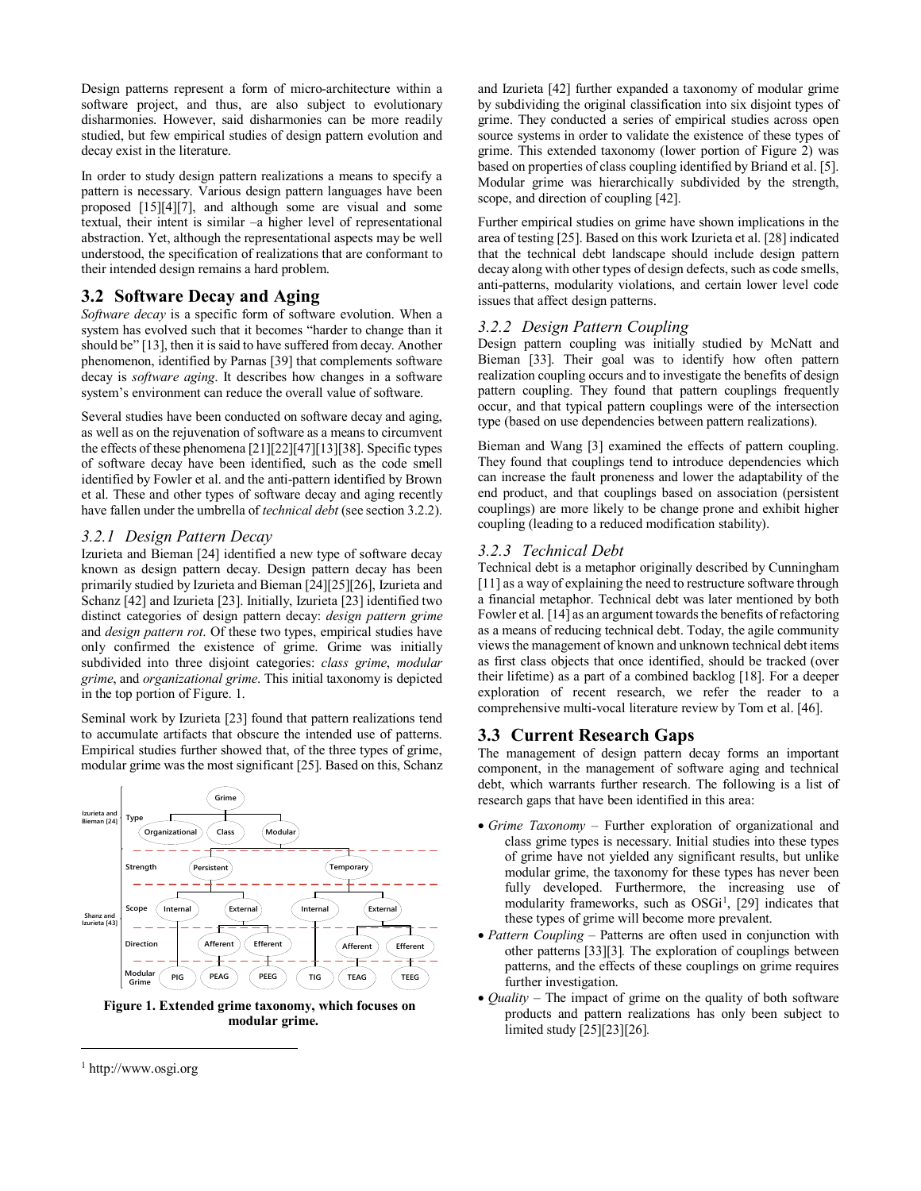Design patterns represent a form of micro-architecture within a software project, and thus, are also subject to evolutionary disharmonies. However, said disharmonies can be more readily studied, but few empirical studies of design pattern evolution and decay exist in the literature.

In order to study design pattern realizations a means to specify a pattern is necessary. Various design pattern languages have been proposed [15][4][7], and although some are visual and some textual, their intent is similar –a higher level of representational abstraction. Yet, although the representational aspects may be well understood, the specification of realizations that are conformant to their intended design remains a hard problem.

## 3.2 Software Decay and Aging

*Software decay* is a specific form of software evolution. When a system has evolved such that it becomes "harder to change than it should be" [13], then it is said to have suffered from decay. Another phenomenon, identified by Parnas [39] that complements software decay is *software aging*. It describes how changes in a software system's environment can reduce the overall value of software.

Several studies have been conducted on software decay and aging, as well as on the rejuvenation of software as a means to circumvent the effects of these phenomena [21][22][47][13][38]. Specific types of software decay have been identified, such as the code smell identified by Fowler et al. and the anti-pattern identified by Brown et al. These and other types of software decay and aging recently have fallen under the umbrella of *technical debt* (see section 3.2.2).

### 3.2.1 Design Pattern Decay

Izurieta and Bieman [24] identified a new type of software decay known as design pattern decay. Design pattern decay has been primarily studied by Izurieta and Bieman [24][25][26], Izurieta and Schanz [42] and Izurieta [23]. Initially, Izurieta [23] identified two distinct categories of design pattern decay: *design pattern grime* and *design pattern rot*. Of these two types, empirical studies have only confirmed the existence of grime. Grime was initially subdivided into three disjoint categories: *class grime*, *modular grime*, and *organizational grime*. This initial taxonomy is depicted in the top portion of Figure. 1.

Seminal work by Izurieta [23] found that pattern realizations tend to accumulate artifacts that obscure the intended use of patterns. Empirical studies further showed that, of the three types of grime, modular grime was the most significant [25]. Based on this, Schanz and Izurieta [42] further expanded a taxonomy of modular grime by subdividing the original classification into six disjoint types of grime. They conducted a series of empirical studies across open source systems in order to validate the existence of these types of grime. This extended taxonomy (lower portion of Figure 2) was based on properties of class coupling identified by Briand et al. [5]. Modular grime was hierarchically subdivided by the strength, scope, and direction of coupling [42].

**Figure 1. Extended grime taxonomy, which focuses on modular grime.**

Further empirical studies on grime have shown implications in the area of testing [25]. Based on this work Izurieta et al. [28] indicated that the technical debt landscape should include design pattern decay along with other types of design defects, such as code smells, anti-patterns, modularity violations, and certain lower level code issues that affect design patterns.

### 3.2.2 Design Pattern Coupling

Design pattern coupling was initially studied by McNatt and Bieman [33]. Their goal was to identify how often pattern realization coupling occurs and to investigate the benefits of design pattern coupling. They found that pattern couplings frequently occur, and that typical pattern couplings were of the intersection type (based on use dependencies between pattern realizations).

Bieman and Wang [3] examined the effects of pattern coupling. They found that couplings tend to introduce dependencies which can increase the fault proneness and lower the adaptability of the end product, and that couplings based on association (persistent couplings) are more likely to be change prone and exhibit higher coupling (leading to a reduced modification stability).

### 3.2.3 Technical Debt

Technical debt is a metaphor originally described by Cunningham [11] as a way of explaining the need to restructure software through a financial metaphor. Technical debt was later mentioned by both Fowler et al. [14] as an argument towards the benefits of refactoring as a means of reducing technical debt. Today, the agile community views the management of known and unknown technical debt items as first class objects that once identified, should be tracked (over their lifetime) as a part of a combined backlog [18]. For a deeper exploration of recent research, we refer the reader to a comprehensive multi-vocal literature review by Tom et al. [46].

## 3.3 Current Research Gaps

The management of design pattern decay forms an important component, in the management of software aging and technical debt, which warrants further research. The following is a list of research gaps that have been identified in this area:

- *Grime Taxonomy* – Further exploration of organizational and class grime types is necessary. Initial studies into these types of grime have not yielded any significant results, but unlike modular grime, the taxonomy for these types has never been fully developed. Furthermore, the increasing use of modularity frameworks, such as OSGi[1], [29] indicates that these types of grime will become more prevalent.
- *Pattern Coupling* – Patterns are often used in conjunction with other patterns [33][3]. The exploration of couplings between patterns, and the effects of these couplings on grime requires further investigation.
- *Quality* – The impact of grime on the quality of both software products and pattern realizations has only been subject to limited study [25][23][26].

[1] http://www.osgi.org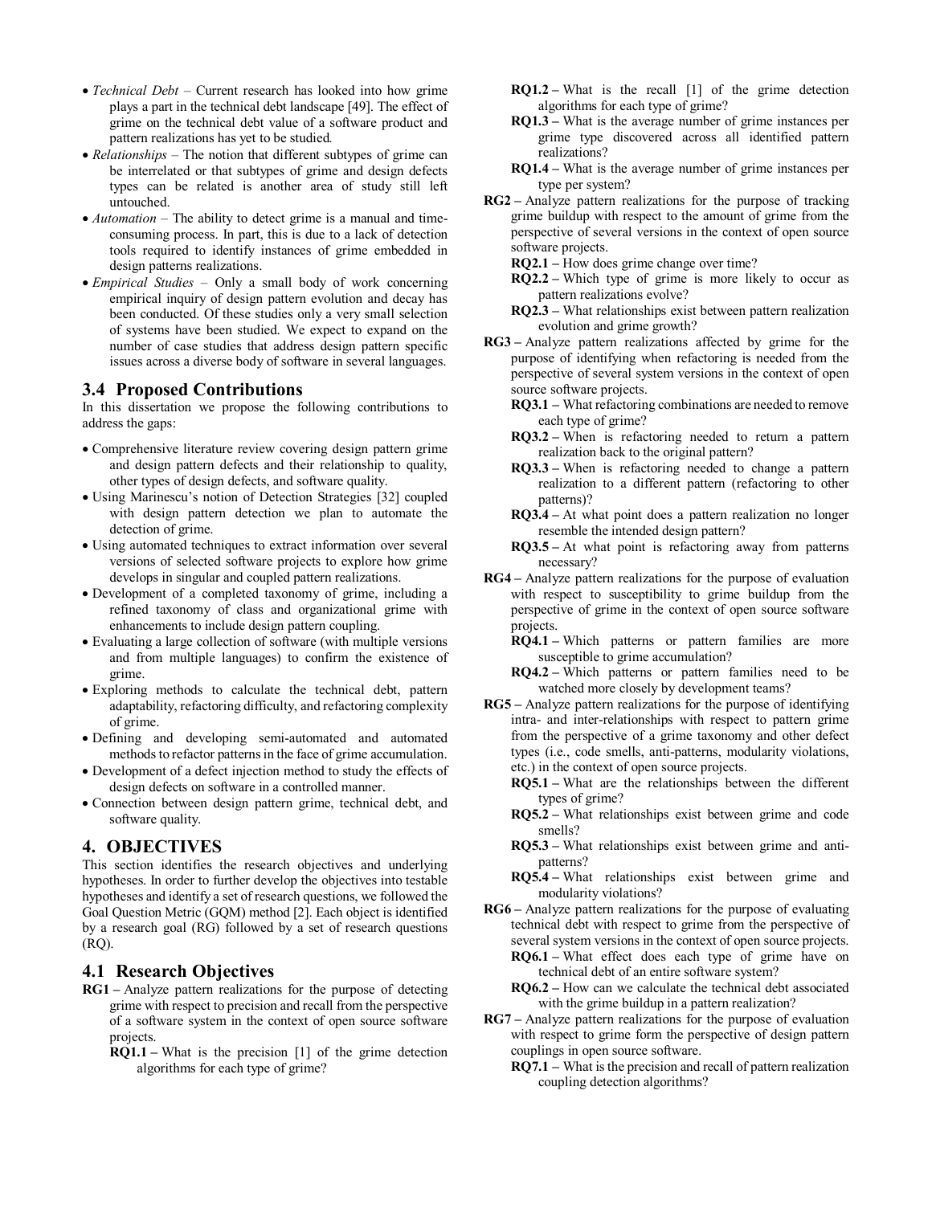- *Technical Debt* – Current research has looked into how grime plays a part in the technical debt landscape [49]. The effect of grime on the technical debt value of a software product and pattern realizations has yet to be studied.
- *Relationships* – The notion that different subtypes of grime can be interrelated or that subtypes of grime and design defects types can be related is another area of study still left untouched.
- *Automation* – The ability to detect grime is a manual and time-consuming process. In part, this is due to a lack of detection tools required to identify instances of grime embedded in design patterns realizations.
- *Empirical Studies* – Only a small body of work concerning empirical inquiry of design pattern evolution and decay has been conducted. Of these studies only a very small selection of systems have been studied. We expect to expand on the number of case studies that address design pattern specific issues across a diverse body of software in several languages.

### 3.4 Proposed Contributions

In this dissertation we propose the following contributions to address the gaps:

- Comprehensive literature review covering design pattern grime and design pattern defects and their relationship to quality, other types of design defects, and software quality.
- Using Marinescu's notion of Detection Strategies [32] coupled with design pattern detection we plan to automate the detection of grime.
- Using automated techniques to extract information over several versions of selected software projects to explore how grime develops in singular and coupled pattern realizations.
- Development of a completed taxonomy of grime, including a refined taxonomy of class and organizational grime with enhancements to include design pattern coupling.
- Evaluating a large collection of software (with multiple versions and from multiple languages) to confirm the existence of grime.
- Exploring methods to calculate the technical debt, pattern adaptability, refactoring difficulty, and refactoring complexity of grime.
- Defining and developing semi-automated and automated methods to refactor patterns in the face of grime accumulation.
- Development of a defect injection method to study the effects of design defects on software in a controlled manner.
- Connection between design pattern grime, technical debt, and software quality.

## 4. OBJECTIVES

This section identifies the research objectives and underlying hypotheses. In order to further develop the objectives into testable hypotheses and identify a set of research questions, we followed the Goal Question Metric (GQM) method [2]. Each object is identified by a research goal (RG) followed by a set of research questions (RQ).

### 4.1 Research Objectives

**RG1 –** Analyze pattern realizations for the purpose of detecting grime with respect to precision and recall from the perspective of a software system in the context of open source software projects.

- **RQ1.1 –** What is the precision [1] of the grime detection algorithms for each type of grime?
- **RQ1.2 –** What is the recall [1] of the grime detection algorithms for each type of grime?
- **RQ1.3 –** What is the average number of grime instances per grime type discovered across all identified pattern realizations?
- **RQ1.4 –** What is the average number of grime instances per type per system?

**RG2 –** Analyze pattern realizations for the purpose of tracking grime buildup with respect to the amount of grime from the perspective of several versions in the context of open source software projects.

- **RQ2.1 –** How does grime change over time?
- **RQ2.2 –** Which type of grime is more likely to occur as pattern realizations evolve?
- **RQ2.3 –** What relationships exist between pattern realization evolution and grime growth?

**RG3 –** Analyze pattern realizations affected by grime for the purpose of identifying when refactoring is needed from the perspective of several system versions in the context of open source software projects.

- **RQ3.1 –** What refactoring combinations are needed to remove each type of grime?
- **RQ3.2 –** When is refactoring needed to return a pattern realization back to the original pattern?
- **RQ3.3 –** When is refactoring needed to change a pattern realization to a different pattern (refactoring to other patterns)?
- **RQ3.4 –** At what point does a pattern realization no longer resemble the intended design pattern?
- **RQ3.5 –** At what point is refactoring away from patterns necessary?

**RG4 –** Analyze pattern realizations for the purpose of evaluation with respect to susceptibility to grime buildup from the perspective of grime in the context of open source software projects.

- **RQ4.1 –** Which patterns or pattern families are more susceptible to grime accumulation?
- **RQ4.2 –** Which patterns or pattern families need to be watched more closely by development teams?

**RG5 –** Analyze pattern realizations for the purpose of identifying intra- and inter-relationships with respect to pattern grime from the perspective of a grime taxonomy and other defect types (i.e., code smells, anti-patterns, modularity violations, etc.) in the context of open source projects.

- **RQ5.1 –** What are the relationships between the different types of grime?
- **RQ5.2 –** What relationships exist between grime and code smells?
- **RQ5.3 –** What relationships exist between grime and anti-patterns?
- **RQ5.4 –** What relationships exist between grime and modularity violations?

**RG6 –** Analyze pattern realizations for the purpose of evaluating technical debt with respect to grime from the perspective of several system versions in the context of open source projects.

- **RQ6.1 –** What effect does each type of grime have on technical debt of an entire software system?
- **RQ6.2 –** How can we calculate the technical debt associated with the grime buildup in a pattern realization?

**RG7 –** Analyze pattern realizations for the purpose of evaluation with respect to grime form the perspective of design pattern couplings in open source software.

- **RQ7.1 –** What is the precision and recall of pattern realization coupling detection algorithms?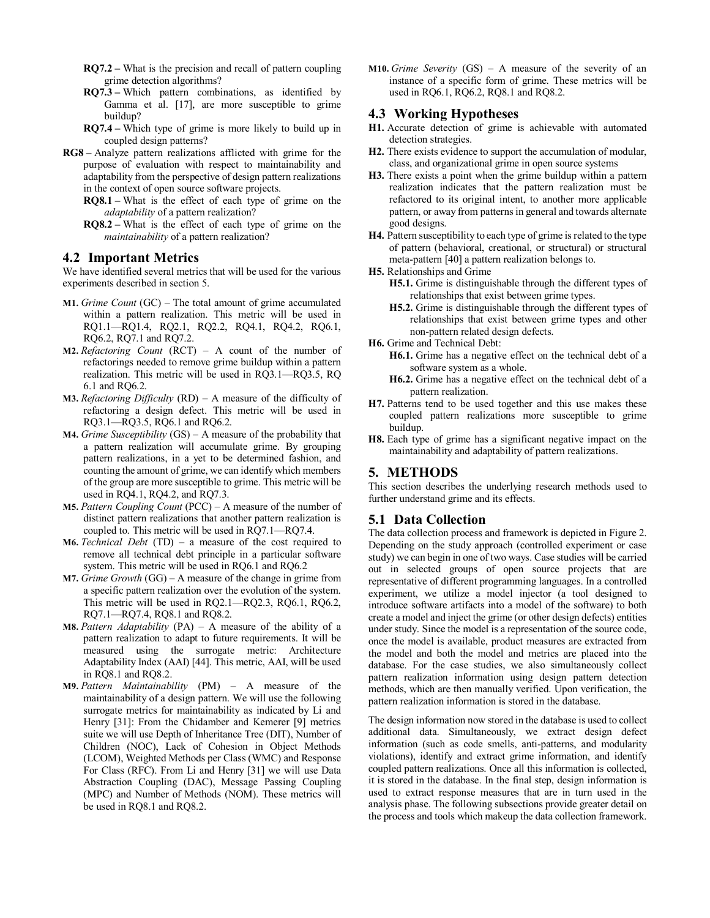- **RQ7.2 –** What is the precision and recall of pattern coupling grime detection algorithms?
- **RQ7.3 –** Which pattern combinations, as identified by Gamma et al. [17], are more susceptible to grime buildup?
- **RQ7.4 –** Which type of grime is more likely to build up in coupled design patterns?

**RG8 –** Analyze pattern realizations afflicted with grime for the purpose of evaluation with respect to maintainability and adaptability from the perspective of design pattern realizations in the context of open source software projects.

- **RQ8.1 –** What is the effect of each type of grime on the *adaptability* of a pattern realization?
- **RQ8.2 –** What is the effect of each type of grime on the *maintainability* of a pattern realization?

## 4.2 Important Metrics

We have identified several metrics that will be used for the various experiments described in section 5.

**M1.** *Grime Count* (GC) – The total amount of grime accumulated within a pattern realization. This metric will be used in RQ1.1—RQ1.4, RQ2.1, RQ2.2, RQ4.1, RQ4.2, RQ6.1, RQ6.2, RQ7.1 and RQ7.2.

**M2.** *Refactoring Count* (RCT) – A count of the number of refactorings needed to remove grime buildup within a pattern realization. This metric will be used in RQ3.1—RQ3.5, RQ 6.1 and RQ6.2.

**M3.** *Refactoring Difficulty* (RD) – A measure of the difficulty of refactoring a design defect. This metric will be used in RQ3.1—RQ3.5, RQ6.1 and RQ6.2.

**M4.** *Grime Susceptibility* (GS) – A measure of the probability that a pattern realization will accumulate grime. By grouping pattern realizations, in a yet to be determined fashion, and counting the amount of grime, we can identify which members of the group are more susceptible to grime. This metric will be used in RQ4.1, RQ4.2, and RQ7.3.

**M5.** *Pattern Coupling Count* (PCC) – A measure of the number of distinct pattern realizations that another pattern realization is coupled to. This metric will be used in RQ7.1—RQ7.4.

**M6.** *Technical Debt* (TD) – a measure of the cost required to remove all technical debt principle in a particular software system. This metric will be used in RQ6.1 and RQ6.2

**M7.** *Grime Growth* (GG) – A measure of the change in grime from a specific pattern realization over the evolution of the system. This metric will be used in RQ2.1—RQ2.3, RQ6.1, RQ6.2, RQ7.1—RQ7.4, RQ8.1 and RQ8.2.

**M8.** *Pattern Adaptability* (PA) – A measure of the ability of a pattern realization to adapt to future requirements. It will be measured using the surrogate metric: Architecture Adaptability Index (AAI) [44]. This metric, AAI, will be used in RQ8.1 and RQ8.2.

**M9.** *Pattern Maintainability* (PM) – A measure of the maintainability of a design pattern. We will use the following surrogate metrics for maintainability as indicated by Li and Henry [31]: From the Chidamber and Kemerer [9] metrics suite we will use Depth of Inheritance Tree (DIT), Number of Children (NOC), Lack of Cohesion in Object Methods (LCOM), Weighted Methods per Class (WMC) and Response For Class (RFC). From Li and Henry [31] we will use Data Abstraction Coupling (DAC), Message Passing Coupling (MPC) and Number of Methods (NOM). These metrics will be used in RQ8.1 and RQ8.2.

**M10.** *Grime Severity* (GS) – A measure of the severity of an instance of a specific form of grime. These metrics will be used in RQ6.1, RQ6.2, RQ8.1 and RQ8.2.

## 4.3 Working Hypotheses

**H1.** Accurate detection of grime is achievable with automated detection strategies.

**H2.** There exists evidence to support the accumulation of modular, class, and organizational grime in open source systems

**H3.** There exists a point when the grime buildup within a pattern realization indicates that the pattern realization must be refactored to its original intent, to another more applicable pattern, or away from patterns in general and towards alternate good designs.

**H4.** Pattern susceptibility to each type of grime is related to the type of pattern (behavioral, creational, or structural) or structural meta-pattern [40] a pattern realization belongs to.

**H5.** Relationships and Grime

- **H5.1.** Grime is distinguishable through the different types of relationships that exist between grime types.
- **H5.2.** Grime is distinguishable through the different types of relationships that exist between grime types and other non-pattern related design defects.

**H6.** Grime and Technical Debt:

- **H6.1.** Grime has a negative effect on the technical debt of a software system as a whole.
- **H6.2.** Grime has a negative effect on the technical debt of a pattern realization.

**H7.** Patterns tend to be used together and this use makes these coupled pattern realizations more susceptible to grime buildup.

**H8.** Each type of grime has a significant negative impact on the maintainability and adaptability of pattern realizations.

# 5. METHODS

This section describes the underlying research methods used to further understand grime and its effects.

## 5.1 Data Collection

The data collection process and framework is depicted in Figure 2. Depending on the study approach (controlled experiment or case study) we can begin in one of two ways. Case studies will be carried out in selected groups of open source projects that are representative of different programming languages. In a controlled experiment, we utilize a model injector (a tool designed to introduce software artifacts into a model of the software) to both create a model and inject the grime (or other design defects) entities under study. Since the model is a representation of the source code, once the model is available, product measures are extracted from the model and both the model and metrics are placed into the database. For the case studies, we also simultaneously collect pattern realization information using design pattern detection methods, which are then manually verified. Upon verification, the pattern realization information is stored in the database.

The design information now stored in the database is used to collect additional data. Simultaneously, we extract design defect information (such as code smells, anti-patterns, and modularity violations), identify and extract grime information, and identify coupled pattern realizations. Once all this information is collected, it is stored in the database. In the final step, design information is used to extract response measures that are in turn used in the analysis phase. The following subsections provide greater detail on the process and tools which makeup the data collection framework.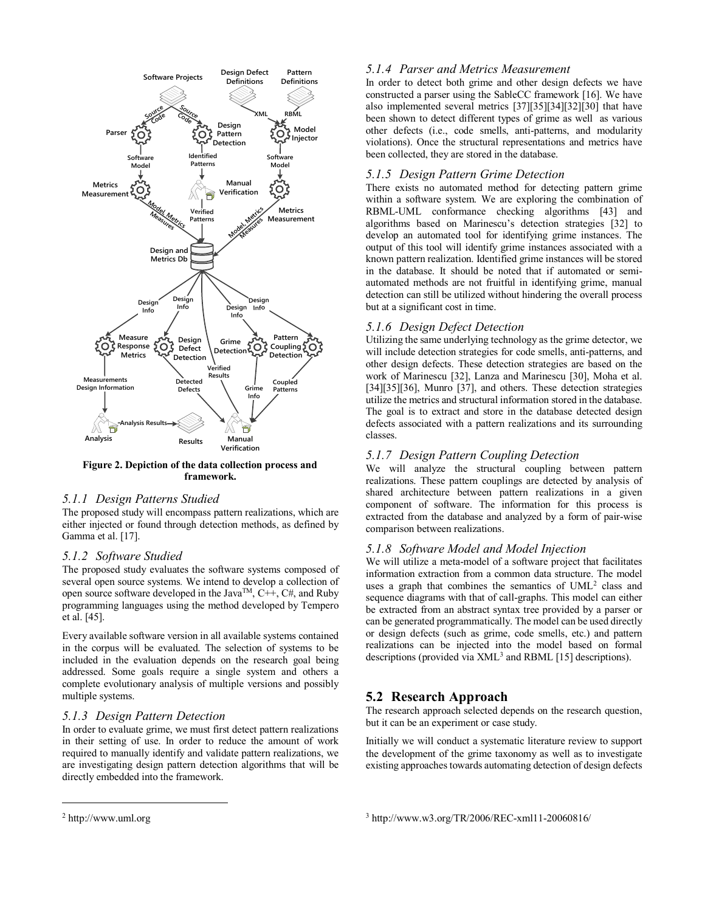Figure 2. Depiction of the data collection process and framework.

### 5.1.1 Design Patterns Studied

The proposed study will encompass pattern realizations, which are either injected or found through detection methods, as defined by Gamma et al. [17].

### 5.1.2 Software Studied

The proposed study evaluates the software systems composed of several open source systems. We intend to develop a collection of open source software developed in the Java™, C++, C#, and Ruby programming languages using the method developed by Tempero et al. [45].

Every available software version in all available systems contained in the corpus will be evaluated. The selection of systems to be included in the evaluation depends on the research goal being addressed. Some goals require a single system and others a complete evolutionary analysis of multiple versions and possibly multiple systems.

### 5.1.3 Design Pattern Detection

In order to evaluate grime, we must first detect pattern realizations in their setting of use. In order to reduce the amount of work required to manually identify and validate pattern realizations, we are investigating design pattern detection algorithms that will be directly embedded into the framework.

### 5.1.4 Parser and Metrics Measurement

In order to detect both grime and other design defects we have constructed a parser using the SableCC framework [16]. We have also implemented several metrics [37][35][34][32][30] that have been shown to detect different types of grime as well as various other defects (i.e., code smells, anti-patterns, and modularity violations). Once the structural representations and metrics have been collected, they are stored in the database.

### 5.1.5 Design Pattern Grime Detection

There exists no automated method for detecting pattern grime within a software system. We are exploring the combination of RBML-UML conformance checking algorithms [43] and algorithms based on Marinescu's detection strategies [32] to develop an automated tool for identifying grime instances. The output of this tool will identify grime instances associated with a known pattern realization. Identified grime instances will be stored in the database. It should be noted that if automated or semi-automated methods are not fruitful in identifying grime, manual detection can still be utilized without hindering the overall process but at a significant cost in time.

### 5.1.6 Design Defect Detection

Utilizing the same underlying technology as the grime detector, we will include detection strategies for code smells, anti-patterns, and other design defects. These detection strategies are based on the work of Marinescu [32], Lanza and Marinescu [30], Moha et al. [34][35][36], Munro [37], and others. These detection strategies utilize the metrics and structural information stored in the database. The goal is to extract and store in the database detected design defects associated with a pattern realizations and its surrounding classes.

### 5.1.7 Design Pattern Coupling Detection

We will analyze the structural coupling between pattern realizations. These pattern couplings are detected by analysis of shared architecture between pattern realizations in a given component of software. The information for this process is extracted from the database and analyzed by a form of pair-wise comparison between realizations.

### 5.1.8 Software Model and Model Injection

We will utilize a meta-model of a software project that facilitates information extraction from a common data structure. The model uses a graph that combines the semantics of UML[2] class and sequence diagrams with that of call-graphs. This model can either be extracted from an abstract syntax tree provided by a parser or can be generated programmatically. The model can be used directly or design defects (such as grime, code smells, etc.) and pattern realizations can be injected into the model based on formal descriptions (provided via XML[3] and RBML [15] descriptions).

## 5.2 Research Approach

The research approach selected depends on the research question, but it can be an experiment or case study.

Initially we will conduct a systematic literature review to support the development of the grime taxonomy as well as to investigate existing approaches towards automating detection of design defects

[2] http://www.uml.org

[3] http://www.w3.org/TR/2006/REC-xml11-20060816/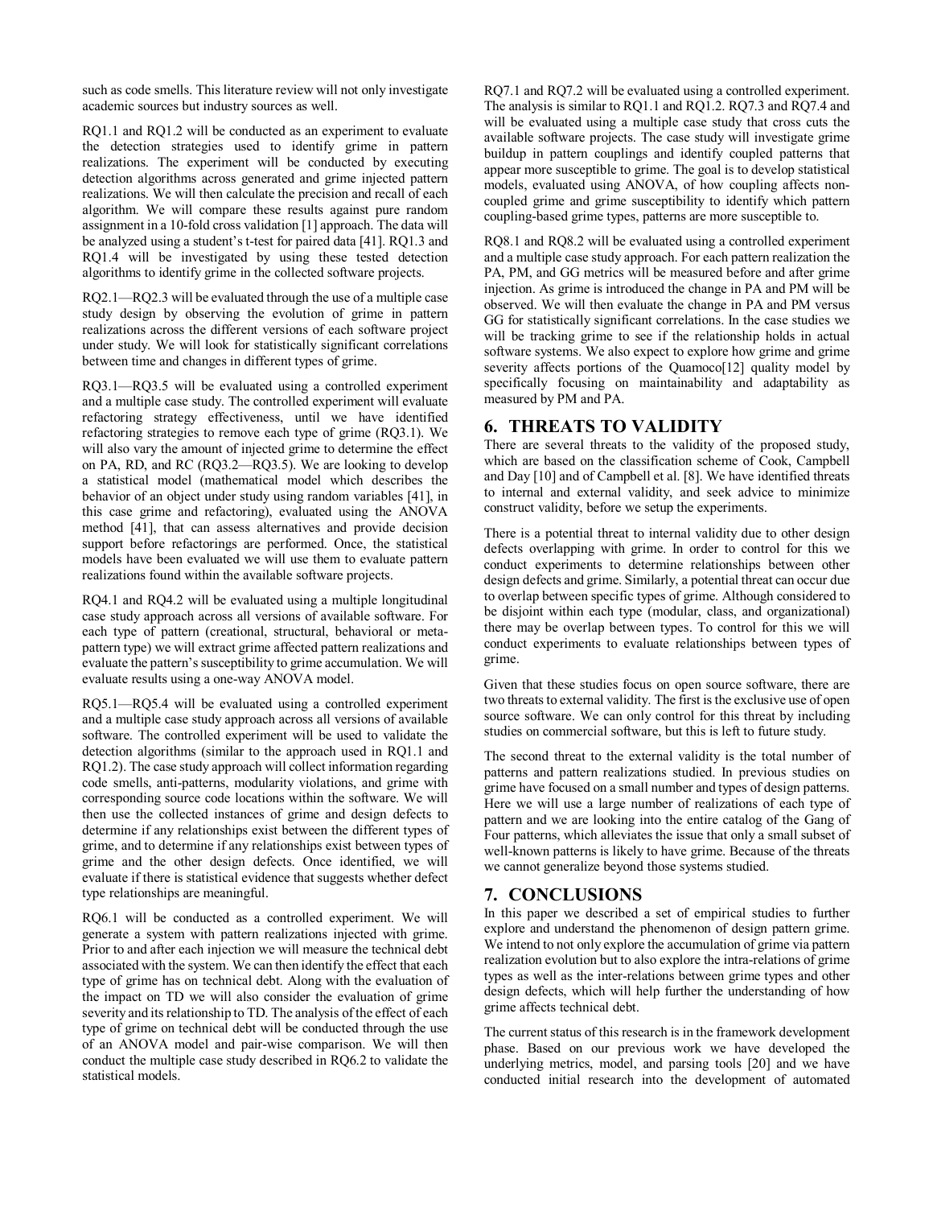such as code smells. This literature review will not only investigate academic sources but industry sources as well.

RQ1.1 and RQ1.2 will be conducted as an experiment to evaluate the detection strategies used to identify grime in pattern realizations. The experiment will be conducted by executing detection algorithms across generated and grime injected pattern realizations. We will then calculate the precision and recall of each algorithm. We will compare these results against pure random assignment in a 10-fold cross validation [1] approach. The data will be analyzed using a student's t-test for paired data [41]. RQ1.3 and RQ1.4 will be investigated by using these tested detection algorithms to identify grime in the collected software projects.

RQ2.1—RQ2.3 will be evaluated through the use of a multiple case study design by observing the evolution of grime in pattern realizations across the different versions of each software project under study. We will look for statistically significant correlations between time and changes in different types of grime.

RQ3.1—RQ3.5 will be evaluated using a controlled experiment and a multiple case study. The controlled experiment will evaluate refactoring strategy effectiveness, until we have identified refactoring strategies to remove each type of grime (RQ3.1). We will also vary the amount of injected grime to determine the effect on PA, RD, and RC (RQ3.2—RQ3.5). We are looking to develop a statistical model (mathematical model which describes the behavior of an object under study using random variables [41], in this case grime and refactoring), evaluated using the ANOVA method [41], that can assess alternatives and provide decision support before refactorings are performed. Once, the statistical models have been evaluated we will use them to evaluate pattern realizations found within the available software projects.

RQ4.1 and RQ4.2 will be evaluated using a multiple longitudinal case study approach across all versions of available software. For each type of pattern (creational, structural, behavioral or meta-pattern type) we will extract grime affected pattern realizations and evaluate the pattern's susceptibility to grime accumulation. We will evaluate results using a one-way ANOVA model.

RQ5.1—RQ5.4 will be evaluated using a controlled experiment and a multiple case study approach across all versions of available software. The controlled experiment will be used to validate the detection algorithms (similar to the approach used in RQ1.1 and RQ1.2). The case study approach will collect information regarding code smells, anti-patterns, modularity violations, and grime with corresponding source code locations within the software. We will then use the collected instances of grime and design defects to determine if any relationships exist between the different types of grime, and to determine if any relationships exist between types of grime and the other design defects. Once identified, we will evaluate if there is statistical evidence that suggests whether defect type relationships are meaningful.

RQ6.1 will be conducted as a controlled experiment. We will generate a system with pattern realizations injected with grime. Prior to and after each injection we will measure the technical debt associated with the system. We can then identify the effect that each type of grime has on technical debt. Along with the evaluation of the impact on TD we will also consider the evaluation of grime severity and its relationship to TD. The analysis of the effect of each type of grime on technical debt will be conducted through the use of an ANOVA model and pair-wise comparison. We will then conduct the multiple case study described in RQ6.2 to validate the statistical models.

RQ7.1 and RQ7.2 will be evaluated using a controlled experiment. The analysis is similar to RQ1.1 and RQ1.2. RQ7.3 and RQ7.4 and will be evaluated using a multiple case study that cross cuts the available software projects. The case study will investigate grime buildup in pattern couplings and identify coupled patterns that appear more susceptible to grime. The goal is to develop statistical models, evaluated using ANOVA, of how coupling affects non-coupled grime and grime susceptibility to identify which pattern coupling-based grime types, patterns are more susceptible to.

RQ8.1 and RQ8.2 will be evaluated using a controlled experiment and a multiple case study approach. For each pattern realization the PA, PM, and GG metrics will be measured before and after grime injection. As grime is introduced the change in PA and PM will be observed. We will then evaluate the change in PA and PM versus GG for statistically significant correlations. In the case studies we will be tracking grime to see if the relationship holds in actual software systems. We also expect to explore how grime and grime severity affects portions of the Quamoco[12] quality model by specifically focusing on maintainability and adaptability as measured by PM and PA.

## 6. THREATS TO VALIDITY

There are several threats to the validity of the proposed study, which are based on the classification scheme of Cook, Campbell and Day [10] and of Campbell et al. [8]. We have identified threats to internal and external validity, and seek advice to minimize construct validity, before we setup the experiments.

There is a potential threat to internal validity due to other design defects overlapping with grime. In order to control for this we conduct experiments to determine relationships between other design defects and grime. Similarly, a potential threat can occur due to overlap between specific types of grime. Although considered to be disjoint within each type (modular, class, and organizational) there may be overlap between types. To control for this we will conduct experiments to evaluate relationships between types of grime.

Given that these studies focus on open source software, there are two threats to external validity. The first is the exclusive use of open source software. We can only control for this threat by including studies on commercial software, but this is left to future study.

The second threat to the external validity is the total number of patterns and pattern realizations studied. In previous studies on grime have focused on a small number and types of design patterns. Here we will use a large number of realizations of each type of pattern and we are looking into the entire catalog of the Gang of Four patterns, which alleviates the issue that only a small subset of well-known patterns is likely to have grime. Because of the threats we cannot generalize beyond those systems studied.

## 7. CONCLUSIONS

In this paper we described a set of empirical studies to further explore and understand the phenomenon of design pattern grime. We intend to not only explore the accumulation of grime via pattern realization evolution but to also explore the intra-relations of grime types as well as the inter-relations between grime types and other design defects, which will help further the understanding of how grime affects technical debt.

The current status of this research is in the framework development phase. Based on our previous work we have developed the underlying metrics, model, and parsing tools [20] and we have conducted initial research into the development of automated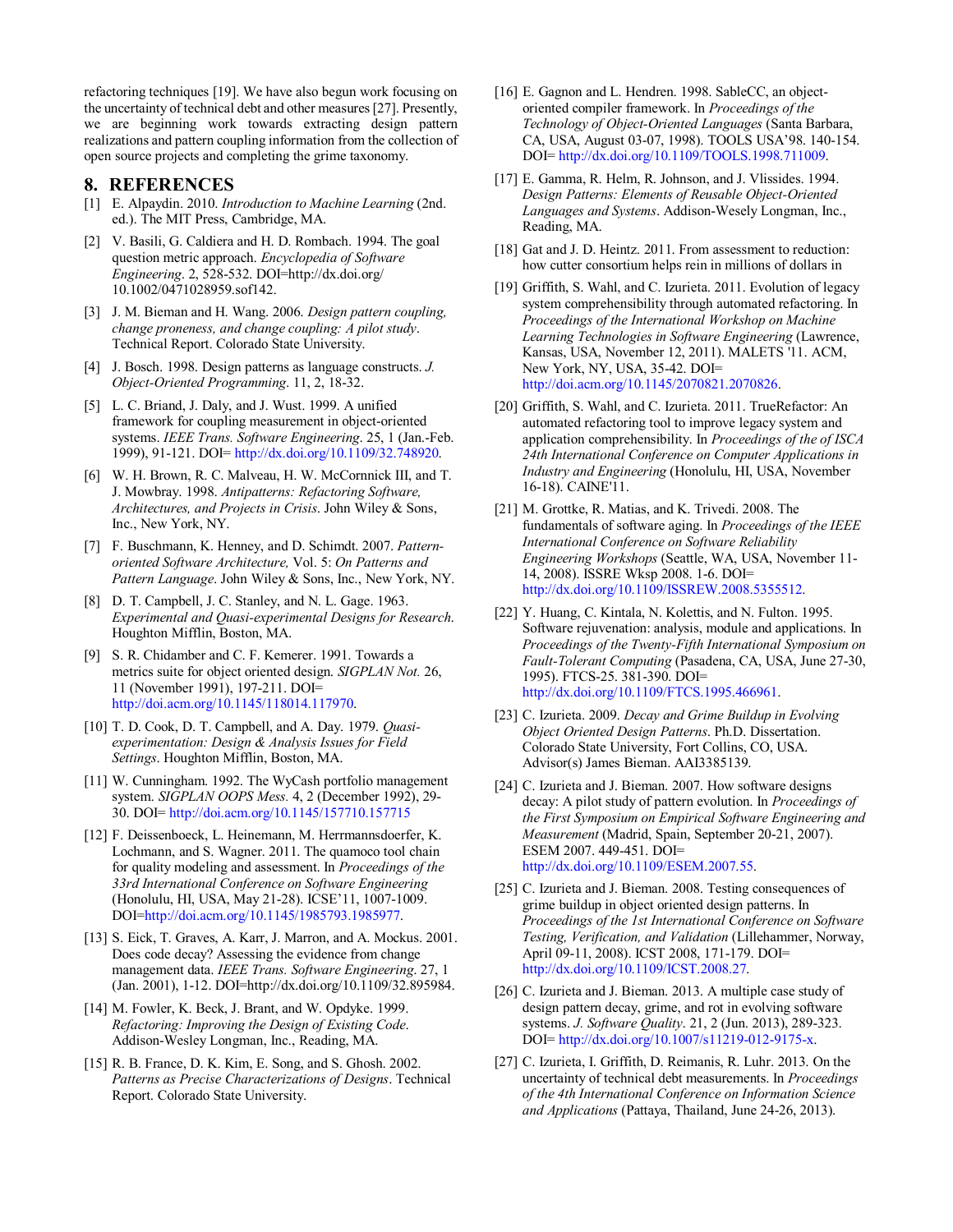refactoring techniques [19]. We have also begun work focusing on the uncertainty of technical debt and other measures [27]. Presently, we are beginning work towards extracting design pattern realizations and pattern coupling information from the collection of open source projects and completing the grime taxonomy.

## 8. REFERENCES

[1] E. Alpaydin. 2010. *Introduction to Machine Learning* (2nd. ed.). The MIT Press, Cambridge, MA.

[2] V. Basili, G. Caldiera and H. D. Rombach. 1994. The goal question metric approach. *Encyclopedia of Software Engineering*. 2, 528-532. DOI=http://dx.doi.org/ 10.1002/0471028959.sof142.

[3] J. M. Bieman and H. Wang. 2006. *Design pattern coupling, change proneness, and change coupling: A pilot study*. Technical Report. Colorado State University.

[4] J. Bosch. 1998. Design patterns as language constructs. *J. Object-Oriented Programming*. 11, 2, 18-32.

[5] L. C. Briand, J. Daly, and J. Wust. 1999. A unified framework for coupling measurement in object-oriented systems. *IEEE Trans. Software Engineering*. 25, 1 (Jan.-Feb. 1999), 91-121. DOI= http://dx.doi.org/10.1109/32.748920.

[6] W. H. Brown, R. C. Malveau, H. W. McCornnick III, and T. J. Mowbray. 1998. *Antipatterns: Refactoring Software, Architectures, and Projects in Crisis*. John Wiley & Sons, Inc., New York, NY.

[7] F. Buschmann, K. Henney, and D. Schimdt. 2007. *Pattern-oriented Software Architecture,* Vol. 5: *On Patterns and Pattern Language*. John Wiley & Sons, Inc., New York, NY.

[8] D. T. Campbell, J. C. Stanley, and N. L. Gage. 1963. *Experimental and Quasi-experimental Designs for Research*. Houghton Mifflin, Boston, MA.

[9] S. R. Chidamber and C. F. Kemerer. 1991. Towards a metrics suite for object oriented design. *SIGPLAN Not.* 26, 11 (November 1991), 197-211. DOI= http://doi.acm.org/10.1145/118014.117970.

[10] T. D. Cook, D. T. Campbell, and A. Day. 1979. *Quasi-experimentation: Design & Analysis Issues for Field Settings*. Houghton Mifflin, Boston, MA.

[11] W. Cunningham. 1992. The WyCash portfolio management system. *SIGPLAN OOPS Mess.* 4, 2 (December 1992), 29-30. DOI= http://doi.acm.org/10.1145/157710.157715

[12] F. Deissenboeck, L. Heinemann, M. Herrmannsdoerfer, K. Lochmann, and S. Wagner. 2011. The quamoco tool chain for quality modeling and assessment. In *Proceedings of the 33rd International Conference on Software Engineering* (Honolulu, HI, USA, May 21-28). ICSE'11, 1007-1009. DOI=http://doi.acm.org/10.1145/1985793.1985977.

[13] S. Eick, T. Graves, A. Karr, J. Marron, and A. Mockus. 2001. Does code decay? Assessing the evidence from change management data. *IEEE Trans. Software Engineering*. 27, 1 (Jan. 2001), 1-12. DOI=http://dx.doi.org/10.1109/32.895984.

[14] M. Fowler, K. Beck, J. Brant, and W. Opdyke. 1999. *Refactoring: Improving the Design of Existing Code*. Addison-Wesley Longman, Inc., Reading, MA.

[15] R. B. France, D. K. Kim, E. Song, and S. Ghosh. 2002. *Patterns as Precise Characterizations of Designs*. Technical Report. Colorado State University.

[16] E. Gagnon and L. Hendren. 1998. SableCC, an object-oriented compiler framework. In *Proceedings of the Technology of Object-Oriented Languages* (Santa Barbara, CA, USA, August 03-07, 1998). TOOLS USA'98. 140-154. DOI= http://dx.doi.org/10.1109/TOOLS.1998.711009.

[17] E. Gamma, R. Helm, R. Johnson, and J. Vlissides. 1994. *Design Patterns: Elements of Reusable Object-Oriented Languages and Systems*. Addison-Wesely Longman, Inc., Reading, MA.

[18] Gat and J. D. Heintz. 2011. From assessment to reduction: how cutter consortium helps rein in millions of dollars in

[19] Griffith, S. Wahl, and C. Izurieta. 2011. Evolution of legacy system comprehensibility through automated refactoring. In *Proceedings of the International Workshop on Machine Learning Technologies in Software Engineering* (Lawrence, Kansas, USA, November 12, 2011). MALETS '11. ACM, New York, NY, USA, 35-42. DOI= http://doi.acm.org/10.1145/2070821.2070826.

[20] Griffith, S. Wahl, and C. Izurieta. 2011. TrueRefactor: An automated refactoring tool to improve legacy system and application comprehensibility. In *Proceedings of the of ISCA 24th International Conference on Computer Applications in Industry and Engineering* (Honolulu, HI, USA, November 16-18). CAINE'11.

[21] M. Grottke, R. Matias, and K. Trivedi. 2008. The fundamentals of software aging. In *Proceedings of the IEEE International Conference on Software Reliability Engineering Workshops* (Seattle, WA, USA, November 11-14, 2008). ISSRE Wksp 2008. 1-6. DOI= http://dx.doi.org/10.1109/ISSREW.2008.5355512.

[22] Y. Huang, C. Kintala, N. Kolettis, and N. Fulton. 1995. Software rejuvenation: analysis, module and applications. In *Proceedings of the Twenty-Fifth International Symposium on Fault-Tolerant Computing* (Pasadena, CA, USA, June 27-30, 1995). FTCS-25. 381-390. DOI= http://dx.doi.org/10.1109/FTCS.1995.466961.

[23] C. Izurieta. 2009. *Decay and Grime Buildup in Evolving Object Oriented Design Patterns*. Ph.D. Dissertation. Colorado State University, Fort Collins, CO, USA. Advisor(s) James Bieman. AAI3385139.

[24] C. Izurieta and J. Bieman. 2007. How software designs decay: A pilot study of pattern evolution. In *Proceedings of the First Symposium on Empirical Software Engineering and Measurement* (Madrid, Spain, September 20-21, 2007). ESEM 2007. 449-451. DOI= http://dx.doi.org/10.1109/ESEM.2007.55.

[25] C. Izurieta and J. Bieman. 2008. Testing consequences of grime buildup in object oriented design patterns. In *Proceedings of the 1st International Conference on Software Testing, Verification, and Validation* (Lillehammer, Norway, April 09-11, 2008). ICST 2008, 171-179. DOI= http://dx.doi.org/10.1109/ICST.2008.27.

[26] C. Izurieta and J. Bieman. 2013. A multiple case study of design pattern decay, grime, and rot in evolving software systems. *J. Software Quality*. 21, 2 (Jun. 2013), 289-323. DOI= http://dx.doi.org/10.1007/s11219-012-9175-x.

[27] C. Izurieta, I. Griffith, D. Reimanis, R. Luhr. 2013. On the uncertainty of technical debt measurements. In *Proceedings of the 4th International Conference on Information Science and Applications* (Pattaya, Thailand, June 24-26, 2013).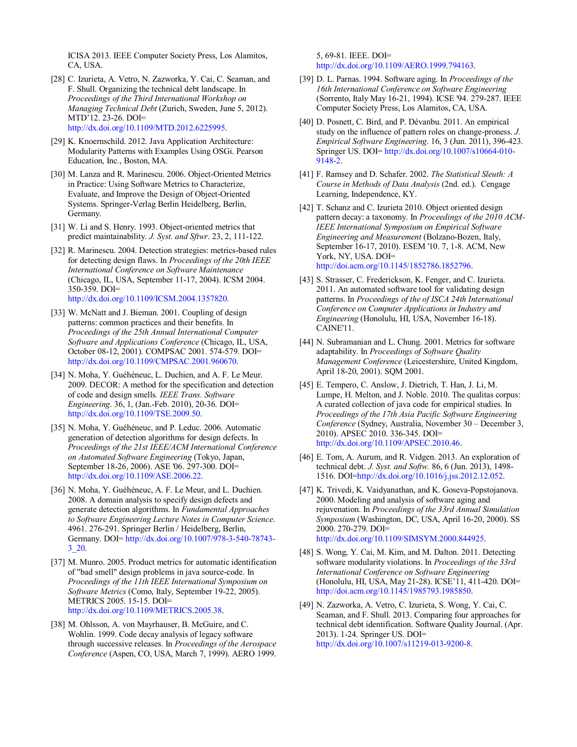ICISA 2013. IEEE Computer Society Press, Los Alamitos, CA, USA.

[28] C. Izurieta, A. Vetro, N. Zazworka, Y. Cai, C. Seaman, and F. Shull. Organizing the technical debt landscape. In *Proceedings of the Third International Workshop on Managing Technical Debt* (Zurich, Sweden, June 5, 2012). MTD'12. 23-26. DOI= http://dx.doi.org/10.1109/MTD.2012.6225995.

[29] K. Knoernschild. 2012. Java Application Architecture: Modularity Patterns with Examples Using OSGi. Pearson Education, Inc., Boston, MA.

[30] M. Lanza and R. Marinescu. 2006. Object-Oriented Metrics in Practice: Using Software Metrics to Characterize, Evaluate, and Improve the Design of Object-Oriented Systems. Springer-Verlag Berlin Heidelberg, Berlin, Germany.

[31] W. Li and S. Henry. 1993. Object-oriented metrics that predict maintainability. *J. Syst. and Sftwr*. 23, 2, 111-122.

[32] R. Marinescu. 2004. Detection strategies: metrics-based rules for detecting design flaws. In *Proceedings of the 20th IEEE International Conference on Software Maintenance* (Chicago, IL, USA, September 11-17, 2004). ICSM 2004. 350-359. DOI= http://dx.doi.org/10.1109/ICSM.2004.1357820.

[33] W. McNatt and J. Bieman. 2001. Coupling of design patterns: common practices and their benefits. In *Proceedings of the 25th Annual International Computer Software and Applications Conference* (Chicago, IL, USA, October 08-12, 2001). COMPSAC 2001. 574-579. DOI= http://dx.doi.org/10.1109/CMPSAC.2001.960670.

[34] N. Moha, Y. Guéhéneuc, L. Duchien, and A. F. Le Meur. 2009. DECOR: A method for the specification and detection of code and design smells*. IEEE Trans. Software Engineering*. 36, 1, (Jan.-Feb. 2010), 20-36. DOI= http://dx.doi.org/10.1109/TSE.2009.50.

[35] N. Moha, Y. Guéhéneuc, and P. Leduc. 2006. Automatic generation of detection algorithms for design defects. In *Proceedings of the 21st IEEE/ACM International Conference on Automated Software Engineering* (Tokyo, Japan, September 18-26, 2006). ASE '06. 297-300. DOI= http://dx.doi.org/10.1109/ASE.2006.22.

[36] N. Moha, Y. Guéhéneuc, A. F. Le Meur, and L. Duchien. 2008. A domain analysis to specify design defects and generate detection algorithms. In *Fundamental Approaches to Software Engineering Lecture Notes in Computer Science*. 4961. 276-291. Springer Berlin / Heidelberg, Berlin, Germany. DOI= http://dx.doi.org/10.1007/978-3-540-78743-3_20.

[37] M. Munro. 2005. Product metrics for automatic identification of "bad smell" design problems in java source-code. In *Proceedings of the 11th IEEE International Symposium on Software Metrics* (Como, Italy, September 19-22, 2005). METRICS 2005. 15-15. DOI= http://dx.doi.org/10.1109/METRICS.2005.38.

[38] M. Ohlsson, A. von Mayrhauser, B. McGuire, and C. Wohlin. 1999. Code decay analysis of legacy software through successive releases. In *Proceedings of the Aerospace Conference* (Aspen, CO, USA, March 7, 1999). AERO 1999. 5, 69-81. IEEE. DOI= http://dx.doi.org/10.1109/AERO.1999.794163.

[39] D. L. Parnas. 1994. Software aging. In *Proceedings of the 16th International Conference on Software Engineering* (Sorrento, Italy May 16-21, 1994). ICSE '94. 279-287. IEEE Computer Society Press, Los Alamitos, CA, USA.

[40] D. Posnett, C. Bird, and P. Dévanbu. 2011. An empirical study on the influence of pattern roles on change-proneness. *J. Empirical Software Engineering*. 16, 3 (Jun. 2011), 396-423. Springer US. DOI= http://dx.doi.org/10.1007/s10664-010-9148-2.

[41] F. Ramsey and D. Schafer. 2002. *The Statistical Sleuth: A Course in Methods of Data Analysis* (2nd. ed.). Cengage Learning, Independence, KY.

[42] T. Schanz and C. Izurieta 2010. Object oriented design pattern decay: a taxonomy. In *Proceedings of the 2010 ACM-IEEE International Symposium on Empirical Software Engineering and Measurement* (Bolzano-Bozen, Italy, September 16-17, 2010). ESEM '10. 7, 1-8. ACM, New York, NY, USA. DOI= http://doi.acm.org/10.1145/1852786.1852796.

[43] S. Strasser, C. Frederickson, K. Fenger, and C. Izurieta. 2011. An automated software tool for validating design patterns. In *Proceedings of the of ISCA 24th International Conference on Computer Applications in Industry and Engineering* (Honolulu, HI, USA, November 16-18). CAINE'11.

[44] N. Subramanian and L. Chung. 2001. Metrics for software adaptability. In *Proceedings of Software Quality Management Conference* (Leicestershire, United Kingdom, April 18-20, 2001). SQM 2001.

[45] E. Tempero, C. Anslow, J. Dietrich, T. Han, J. Li, M. Lumpe, H. Melton, and J. Noble. 2010. The qualitas corpus: A curated collection of java code for empirical studies. In *Proceedings of the 17th Asia Pacific Software Engineering Conference* (Sydney, Australia, November 30 – December 3, 2010). APSEC 2010. 336-345. DOI= http://dx.doi.org/10.1109/APSEC.2010.46.

[46] E. Tom, A. Aurum, and R. Vidgen. 2013. An exploration of technical debt. *J. Syst. and Softw.* 86, 6 (Jun. 2013), 1498-1516. DOI=http://dx.doi.org/10.1016/j.jss.2012.12.052.

[47] K. Trivedi, K. Vaidyanathan, and K. Goseva-Popstojanova. 2000. Modeling and analysis of software aging and rejuvenation. In *Proceedings of the 33rd Annual Simulation Symposium* (Washington, DC, USA, April 16-20, 2000). SS 2000. 270-279. DOI= http://dx.doi.org/10.1109/SIMSYM.2000.844925.

[48] S. Wong, Y. Cai, M. Kim, and M. Dalton. 2011. Detecting software modularity violations. In *Proceedings of the 33rd International Conference on Software Engineering* (Honolulu, HI, USA, May 21-28). ICSE'11, 411-420. DOI= http://doi.acm.org/10.1145/1985793.1985850.

[49] N. Zazworka, A. Vetro, C. Izurieta, S. Wong, Y. Cai, C. Seaman, and F. Shull. 2013. Comparing four approaches for technical debt identification. Software Quality Journal. (Apr. 2013). 1-24. Springer US. DOI= http://dx.doi.org/10.1007/s11219-013-9200-8.